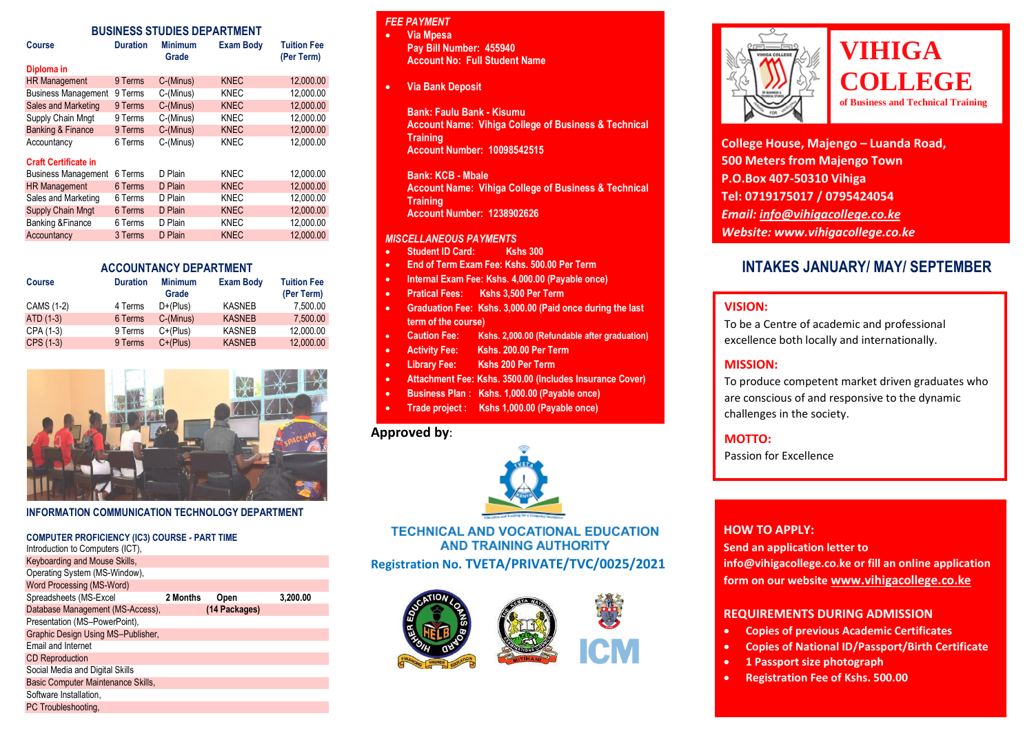## BUSINESS STUDIES DEPARTMENT

| Course | Duration | Minimum Grade | Exam Body | Tuition Fee (Per Term) |
|---|---|---|---|---|
| **Diploma in** | | | | |
| HR Management | 9 Terms | C-(Minus) | KNEC | 12,000.00 |
| Business Management | 9 Terms | C-(Minus) | KNEC | 12,000.00 |
| Sales and Marketing | 9 Terms | C-(Minus) | KNEC | 12,000.00 |
| Supply Chain Mngt | 9 Terms | C-(Minus) | KNEC | 12,000.00 |
| Banking & Finance | 9 Terms | C-(Minus) | KNEC | 12,000.00 |
| Accountancy | 6 Terms | C-(Minus) | KNEC | 12,000.00 |
| **Craft Certificate in** | | | | |
| Business Management | 6 Terms | D Plain | KNEC | 12,000.00 |
| HR Management | 6 Terms | D Plain | KNEC | 12,000.00 |
| Sales and Marketing | 6 Terms | D Plain | KNEC | 12,000.00 |
| Supply Chain Mngt | 6 Terms | D Plain | KNEC | 12,000.00 |
| Banking &Finance | 6 Terms | D Plain | KNEC | 12,000.00 |
| Accountancy | 3 Terms | D Plain | KNEC | 12,000.00 |

## ACCOUNTANCY DEPARTMENT

| Course | Duration | Minimum Grade | Exam Body | Tuition Fee (Per Term) |
|---|---|---|---|---|
| CAMS (1-2) | 4 Terms | D+(Plus) | KASNEB | 7,500.00 |
| ATD (1-3) | 6 Terms | C-(Minus) | KASNEB | 7,500.00 |
| CPA (1-3) | 9 Terms | C+(Plus) | KASNEB | 12,000.00 |
| CPS (1-3) | 9 Terms | C+(Plus) | KASNEB | 12,000.00 |

## INFORMATION COMMUNICATION TECHNOLOGY DEPARTMENT

### COMPUTER PROFICIENCY (IC3) COURSE - PART TIME

| Course | Duration | Minimum Grade | Tuition Fee |
|---|---|---|---|
| Introduction to Computers (ICT), | | | |
| Keyboarding and Mouse Skills, | | | |
| Operating System (MS-Window), | | | |
| Word Processing (MS-Word) | | | |
| Spreadsheets (MS-Excel | 2 Months | Open | 3,200.00 |
| Database Management (MS-Access), | | (14 Packages) | |
| Presentation (MS–PowerPoint), | | | |
| Graphic Design Using MS–Publisher, | | | |
| Email and Internet | | | |
| CD Reproduction | | | |
| Social Media and Digital Skills | | | |
| Basic Computer Maintenance Skills, | | | |
| Software Installation, | | | |
| PC Troubleshooting, | | | |

### *FEE PAYMENT*

- **Via Mpesa**
  **Pay Bill Number: 455940**
  **Account No: Full Student Name**
- **Via Bank Deposit**

  **Bank: Faulu Bank - Kisumu**
  **Account Name: Vihiga College of Business & Technical Training**
  **Account Number: 10098542515**

  **Bank: KCB - Mbale**
  **Account Name: Vihiga College of Business & Technical Training**
  **Account Number: 1238902626**

### *MISCELLANEOUS PAYMENTS*

- **Student ID Card: Kshs 300**
- **End of Term Exam Fee: Kshs. 500.00 Per Term**
- **Internal Exam Fee: Kshs. 4,000.00 (Payable once)**
- **Pratical Fees: Kshs 3,500 Per Term**
- **Graduation Fee: Kshs. 3,000.00 (Paid once during the last term of the course)**
- **Caution Fee: Kshs. 2,000.00 (Refundable after graduation)**
- **Activity Fee: Kshs. 200.00 Per Term**
- **Library Fee: Kshs 200 Per Term**
- **Attachment Fee: Kshs. 3500.00 (Includes Insurance Cover)**
- **Business Plan : Kshs. 1,000.00 (Payable once)**
- **Trade project : Kshs 1,000.00 (Payable once)**

**Approved by**:

**TECHNICAL AND VOCATIONAL EDUCATION AND TRAINING AUTHORITY**

**Registration No. TVETA/PRIVATE/TVC/0025/2021**

HELB ICM

# VIHIGA COLLEGE

**of Business and Technical Training**

**College House, Majengo – Luanda Road,**
**500 Meters from Majengo Town**
**P.O.Box 407-50310 Vihiga**
**Tel: 0719175017 / 0795424054**
***Email: info@vihigacollege.co.ke***
***Website: www.vihigacollege.co.ke***

## INTAKES JANUARY/ MAY/ SEPTEMBER

**VISION:**

To be a Centre of academic and professional excellence both locally and internationally.

**MISSION:**

To produce competent market driven graduates who are conscious of and responsive to the dynamic challenges in the society.

**MOTTO:**

Passion for Excellence

**HOW TO APPLY:**

**Send an application letter to info@vihigacollege.co.ke or fill an online application form on our website www.vihigacollege.co.ke**

**REQUIREMENTS DURING ADMISSION**

- **Copies of previous Academic Certificates**
- **Copies of National ID/Passport/Birth Certificate**
- **1 Passport size photograph**
- **Registration Fee of Kshs. 500.00**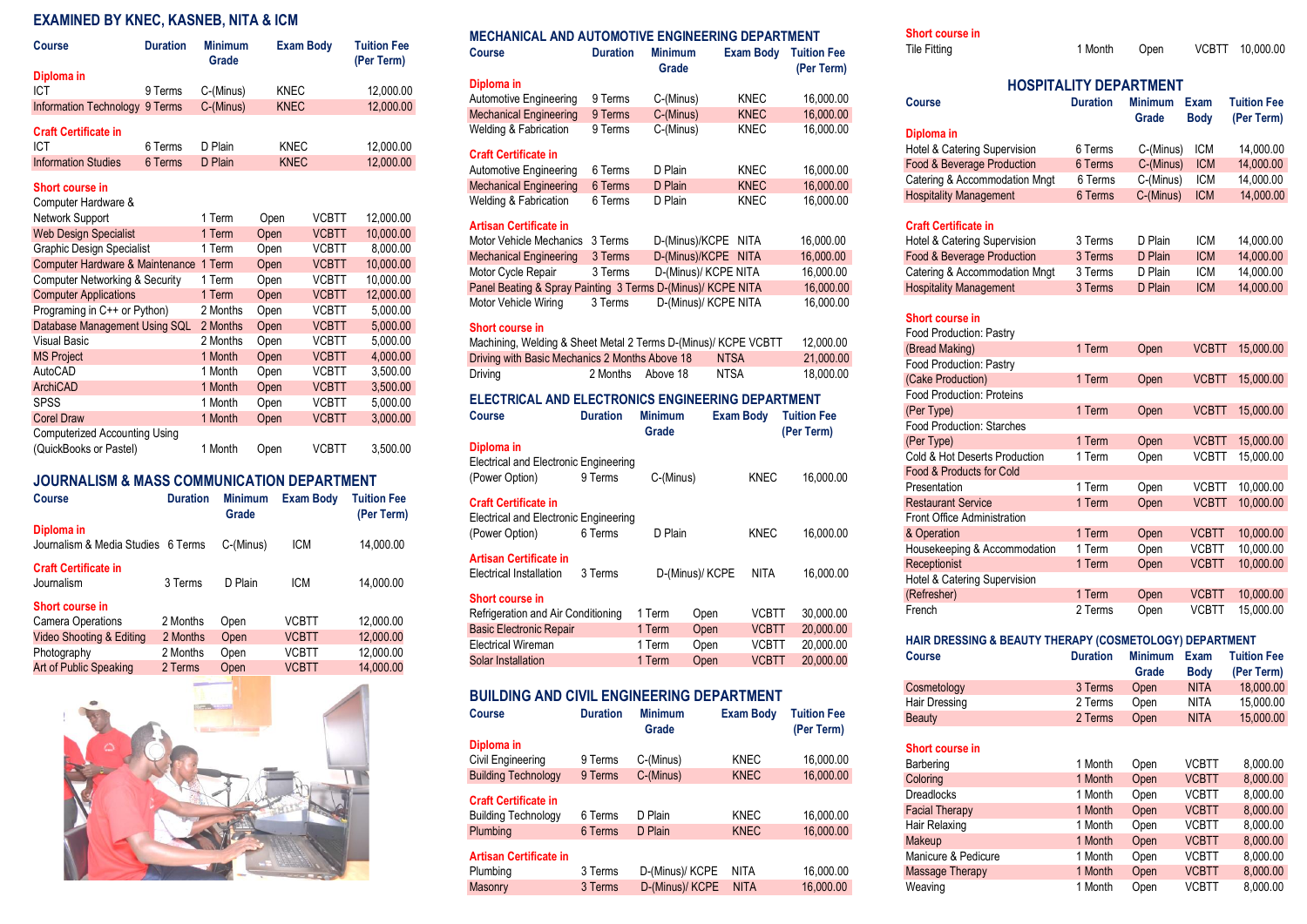## EXAMINED BY KNEC, KASNEB, NITA & ICM

| Course | Duration | Minimum Grade | Exam Body | Tuition Fee (Per Term) |
|---|---|---|---|---|
| **Diploma in** | | | | |
| ICT | 9 Terms | C-(Minus) | KNEC | 12,000.00 |
| Information Technology | 9 Terms | C-(Minus) | KNEC | 12,000.00 |
| **Craft Certificate in** | | | | |
| ICT | 6 Terms | D Plain | KNEC | 12,000.00 |
| Information Studies | 6 Terms | D Plain | KNEC | 12,000.00 |
| **Short course in** | | | | |
| Computer Hardware & Network Support | 1 Term | Open | VCBTT | 12,000.00 |
| Web Design Specialist | 1 Term | Open | VCBTT | 10,000.00 |
| Graphic Design Specialist | 1 Term | Open | VCBTT | 8,000.00 |
| Computer Hardware & Maintenance | 1 Term | Open | VCBTT | 10,000.00 |
| Computer Networking & Security | 1 Term | Open | VCBTT | 10,000.00 |
| Computer Applications | 1 Term | Open | VCBTT | 12,000.00 |
| Programing in C++ or Python) | 2 Months | Open | VCBTT | 5,000.00 |
| Database Management Using SQL | 2 Months | Open | VCBTT | 5,000.00 |
| Visual Basic | 2 Months | Open | VCBTT | 5,000.00 |
| MS Project | 1 Month | Open | VCBTT | 4,000.00 |
| AutoCAD | 1 Month | Open | VCBTT | 3,500.00 |
| ArchiCAD | 1 Month | Open | VCBTT | 3,500.00 |
| SPSS | 1 Month | Open | VCBTT | 5,000.00 |
| Corel Draw | 1 Month | Open | VCBTT | 3,000.00 |
| Computerized Accounting Using (QuickBooks or Pastel) | 1 Month | Open | VCBTT | 3,500.00 |

## JOURNALISM & MASS COMMUNICATION DEPARTMENT

| Course | Duration | Minimum Grade | Exam Body | Tuition Fee (Per Term) |
|---|---|---|---|---|
| **Diploma in** | | | | |
| Journalism & Media Studies | 6 Terms | C-(Minus) | ICM | 14,000.00 |
| **Craft Certificate in** | | | | |
| Journalism | 3 Terms | D Plain | ICM | 14,000.00 |
| **Short course in** | | | | |
| Camera Operations | 2 Months | Open | VCBTT | 12,000.00 |
| Video Shooting & Editing | 2 Months | Open | VCBTT | 12,000.00 |
| Photography | 2 Months | Open | VCBTT | 12,000.00 |
| Art of Public Speaking | 2 Terms | Open | VCBTT | 14,000.00 |

## MECHANICAL AND AUTOMOTIVE ENGINEERING DEPARTMENT

| Course | Duration | Minimum Grade | Exam Body | Tuition Fee (Per Term) |
|---|---|---|---|---|
| **Diploma in** | | | | |
| Automotive Engineering | 9 Terms | C-(Minus) | KNEC | 16,000.00 |
| Mechanical Engineering | 9 Terms | C-(Minus) | KNEC | 16,000.00 |
| Welding & Fabrication | 9 Terms | C-(Minus) | KNEC | 16,000.00 |
| **Craft Certificate in** | | | | |
| Automotive Engineering | 6 Terms | D Plain | KNEC | 16,000.00 |
| Mechanical Engineering | 6 Terms | D Plain | KNEC | 16,000.00 |
| Welding & Fabrication | 6 Terms | D Plain | KNEC | 16,000.00 |
| **Artisan Certificate in** | | | | |
| Motor Vehicle Mechanics | 3 Terms | D-(Minus)/KCPE | NITA | 16,000.00 |
| Mechanical Engineering | 3 Terms | D-(Minus)/KCPE | NITA | 16,000.00 |
| Motor Cycle Repair | 3 Terms | D-(Minus)/ KCPE | NITA | 16,000.00 |
| Panel Beating & Spray Painting | 3 Terms | D-(Minus)/ KCPE | NITA | 16,000.00 |
| Motor Vehicle Wiring | 3 Terms | D-(Minus)/ KCPE | NITA | 16,000.00 |
| **Short course in** | | | | |
| Machining, Welding & Sheet Metal | 2 Terms | D-(Minus)/ KCPE | VCBTT | 12,000.00 |
| Driving with Basic Mechanics | 2 Months | Above 18 | NTSA | 21,000.00 |
| Driving | 2 Months | Above 18 | NTSA | 18,000.00 |

## ELECTRICAL AND ELECTRONICS ENGINEERING DEPARTMENT

| Course | Duration | Minimum Grade | Exam Body | Tuition Fee (Per Term) |
|---|---|---|---|---|
| **Diploma in** | | | | |
| Electrical and Electronic Engineering (Power Option) | 9 Terms | C-(Minus) | KNEC | 16,000.00 |
| **Craft Certificate in** | | | | |
| Electrical and Electronic Engineering (Power Option) | 6 Terms | D Plain | KNEC | 16,000.00 |
| **Artisan Certificate in** | | | | |
| Electrical Installation | 3 Terms | D-(Minus)/ KCPE | NITA | 16,000.00 |
| **Short course in** | | | | |
| Refrigeration and Air Conditioning | 1 Term | Open | VCBTT | 30,000.00 |
| Basic Electronic Repair | 1 Term | Open | VCBTT | 20,000.00 |
| Electrical Wireman | 1 Term | Open | VCBTT | 20,000.00 |
| Solar Installation | 1 Term | Open | VCBTT | 20,000.00 |

## BUILDING AND CIVIL ENGINEERING DEPARTMENT

| Course | Duration | Minimum Grade | Exam Body | Tuition Fee (Per Term) |
|---|---|---|---|---|
| **Diploma in** | | | | |
| Civil Engineering | 9 Terms | C-(Minus) | KNEC | 16,000.00 |
| Building Technology | 9 Terms | C-(Minus) | KNEC | 16,000.00 |
| **Craft Certificate in** | | | | |
| Building Technology | 6 Terms | D Plain | KNEC | 16,000.00 |
| Plumbing | 6 Terms | D Plain | KNEC | 16,000.00 |
| **Artisan Certificate in** | | | | |
| Plumbing | 3 Terms | D-(Minus)/ KCPE | NITA | 16,000.00 |
| Masonry | 3 Terms | D-(Minus)/ KCPE | NITA | 16,000.00 |
| **Short course in** | | | | |
| Tile Fitting | 1 Month | Open | VCBTT | 10,000.00 |

## HOSPITALITY DEPARTMENT

| Course | Duration | Minimum Grade | Exam Body | Tuition Fee (Per Term) |
|---|---|---|---|---|
| **Diploma in** | | | | |
| Hotel & Catering Supervision | 6 Terms | C-(Minus) | ICM | 14,000.00 |
| Food & Beverage Production | 6 Terms | C-(Minus) | ICM | 14,000.00 |
| Catering & Accommodation Mngt | 6 Terms | C-(Minus) | ICM | 14,000.00 |
| Hospitality Management | 6 Terms | C-(Minus) | ICM | 14,000.00 |
| **Craft Certificate in** | | | | |
| Hotel & Catering Supervision | 3 Terms | D Plain | ICM | 14,000.00 |
| Food & Beverage Production | 3 Terms | D Plain | ICM | 14,000.00 |
| Catering & Accommodation Mngt | 3 Terms | D Plain | ICM | 14,000.00 |
| Hospitality Management | 3 Terms | D Plain | ICM | 14,000.00 |
| **Short course in** | | | | |
| Food Production: Pastry (Bread Making) | 1 Term | Open | VCBTT | 15,000.00 |
| Food Production: Pastry (Cake Production) | 1 Term | Open | VCBTT | 15,000.00 |
| Food Production: Proteins (Per Type) | 1 Term | Open | VCBTT | 15,000.00 |
| Food Production: Starches (Per Type) | 1 Term | Open | VCBTT | 15,000.00 |
| Cold & Hot Deserts Production | 1 Term | Open | VCBTT | 15,000.00 |
| Food & Products for Cold Presentation | 1 Term | Open | VCBTT | 10,000.00 |
| Restaurant Service | 1 Term | Open | VCBTT | 10,000.00 |
| Front Office Administration & Operation | 1 Term | Open | VCBTT | 10,000.00 |
| Housekeeping & Accommodation | 1 Term | Open | VCBTT | 10,000.00 |
| Receptionist | 1 Term | Open | VCBTT | 10,000.00 |
| Hotel & Catering Supervision (Refresher) | 1 Term | Open | VCBTT | 10,000.00 |
| French | 2 Terms | Open | VCBTT | 15,000.00 |

## HAIR DRESSING & BEAUTY THERAPY (COSMETOLOGY) DEPARTMENT

| Course | Duration | Minimum Grade | Exam Body | Tuition Fee (Per Term) |
|---|---|---|---|---|
| Cosmetology | 3 Terms | Open | NITA | 18,000.00 |
| Hair Dressing | 2 Terms | Open | NITA | 15,000.00 |
| Beauty | 2 Terms | Open | NITA | 15,000.00 |
| **Short course in** | | | | |
| Barbering | 1 Month | Open | VCBTT | 8,000.00 |
| Coloring | 1 Month | Open | VCBTT | 8,000.00 |
| Dreadlocks | 1 Month | Open | VCBTT | 8,000.00 |
| Facial Therapy | 1 Month | Open | VCBTT | 8,000.00 |
| Hair Relaxing | 1 Month | Open | VCBTT | 8,000.00 |
| Makeup | 1 Month | Open | VCBTT | 8,000.00 |
| Manicure & Pedicure | 1 Month | Open | VCBTT | 8,000.00 |
| Massage Therapy | 1 Month | Open | VCBTT | 8,000.00 |
| Weaving | 1 Month | Open | VCBTT | 8,000.00 |